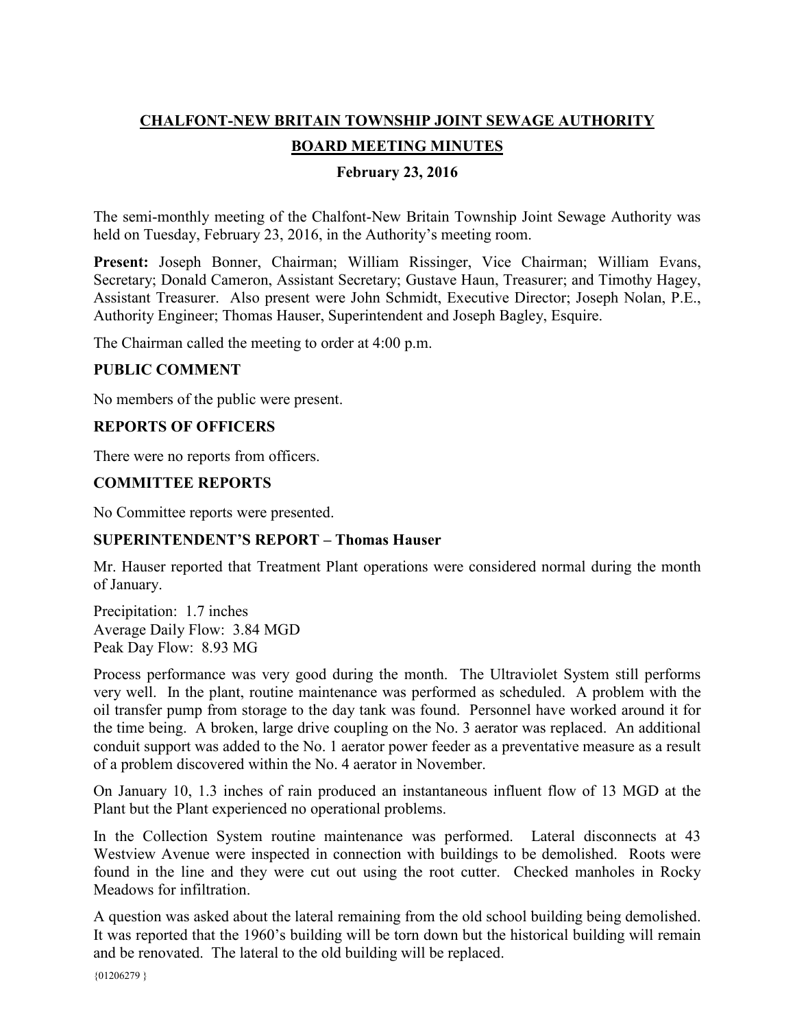# CHALFONT-NEW BRITAIN TOWNSHIP JOINT SEWAGE AUTHORITY

## BOARD MEETING MINUTES

### February 23, 2016

The semi-monthly meeting of the Chalfont-New Britain Township Joint Sewage Authority was held on Tuesday, February 23, 2016, in the Authority's meeting room.

**Present:** Joseph Bonner, Chairman; William Rissinger, Vice Chairman; William Evans, Secretary; Donald Cameron, Assistant Secretary; Gustave Haun, Treasurer; and Timothy Hagey, Assistant Treasurer. Also present were John Schmidt, Executive Director; Joseph Nolan, P.E., Authority Engineer; Thomas Hauser, Superintendent and Joseph Bagley, Esquire.

The Chairman called the meeting to order at 4:00 p.m.

**PUBLIC COMMENT**

No members of the public were present.

**REPORTS OF OFFICERS**

There were no reports from officers.

**COMMITTEE REPORTS**

No Committee reports were presented.

**SUPERINTENDENT'S REPORT – Thomas Hauser**

Mr. Hauser reported that Treatment Plant operations were considered normal during the month of January.

Precipitation: 1.7 inches
Average Daily Flow: 3.84 MGD
Peak Day Flow: 8.93 MG

Process performance was very good during the month. The Ultraviolet System still performs very well. In the plant, routine maintenance was performed as scheduled. A problem with the oil transfer pump from storage to the day tank was found. Personnel have worked around it for the time being. A broken, large drive coupling on the No. 3 aerator was replaced. An additional conduit support was added to the No. 1 aerator power feeder as a preventative measure as a result of a problem discovered within the No. 4 aerator in November.

On January 10, 1.3 inches of rain produced an instantaneous influent flow of 13 MGD at the Plant but the Plant experienced no operational problems.

In the Collection System routine maintenance was performed. Lateral disconnects at 43 Westview Avenue were inspected in connection with buildings to be demolished. Roots were found in the line and they were cut out using the root cutter. Checked manholes in Rocky Meadows for infiltration.

A question was asked about the lateral remaining from the old school building being demolished. It was reported that the 1960's building will be torn down but the historical building will remain and be renovated. The lateral to the old building will be replaced.

{01206279 }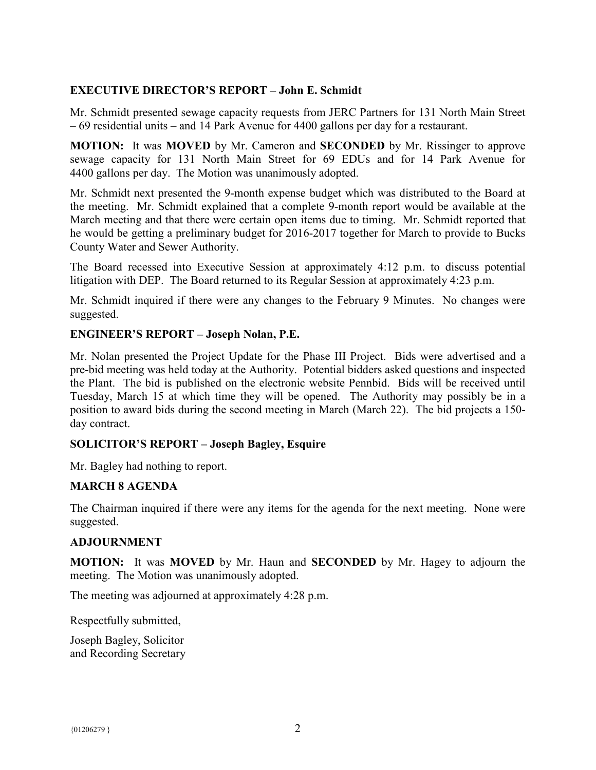**EXECUTIVE DIRECTOR'S REPORT – John E. Schmidt**

Mr. Schmidt presented sewage capacity requests from JERC Partners for 131 North Main Street – 69 residential units – and 14 Park Avenue for 4400 gallons per day for a restaurant.

**MOTION:** It was **MOVED** by Mr. Cameron and **SECONDED** by Mr. Rissinger to approve sewage capacity for 131 North Main Street for 69 EDUs and for 14 Park Avenue for 4400 gallons per day. The Motion was unanimously adopted.

Mr. Schmidt next presented the 9-month expense budget which was distributed to the Board at the meeting. Mr. Schmidt explained that a complete 9-month report would be available at the March meeting and that there were certain open items due to timing. Mr. Schmidt reported that he would be getting a preliminary budget for 2016-2017 together for March to provide to Bucks County Water and Sewer Authority.

The Board recessed into Executive Session at approximately 4:12 p.m. to discuss potential litigation with DEP. The Board returned to its Regular Session at approximately 4:23 p.m.

Mr. Schmidt inquired if there were any changes to the February 9 Minutes. No changes were suggested.

**ENGINEER'S REPORT – Joseph Nolan, P.E.**

Mr. Nolan presented the Project Update for the Phase III Project. Bids were advertised and a pre-bid meeting was held today at the Authority. Potential bidders asked questions and inspected the Plant. The bid is published on the electronic website Pennbid. Bids will be received until Tuesday, March 15 at which time they will be opened. The Authority may possibly be in a position to award bids during the second meeting in March (March 22). The bid projects a 150-day contract.

**SOLICITOR'S REPORT – Joseph Bagley, Esquire**

Mr. Bagley had nothing to report.

**MARCH 8 AGENDA**

The Chairman inquired if there were any items for the agenda for the next meeting. None were suggested.

**ADJOURNMENT**

**MOTION:** It was **MOVED** by Mr. Haun and **SECONDED** by Mr. Hagey to adjourn the meeting. The Motion was unanimously adopted.

The meeting was adjourned at approximately 4:28 p.m.

Respectfully submitted,

Joseph Bagley, Solicitor
and Recording Secretary

{01206279 }